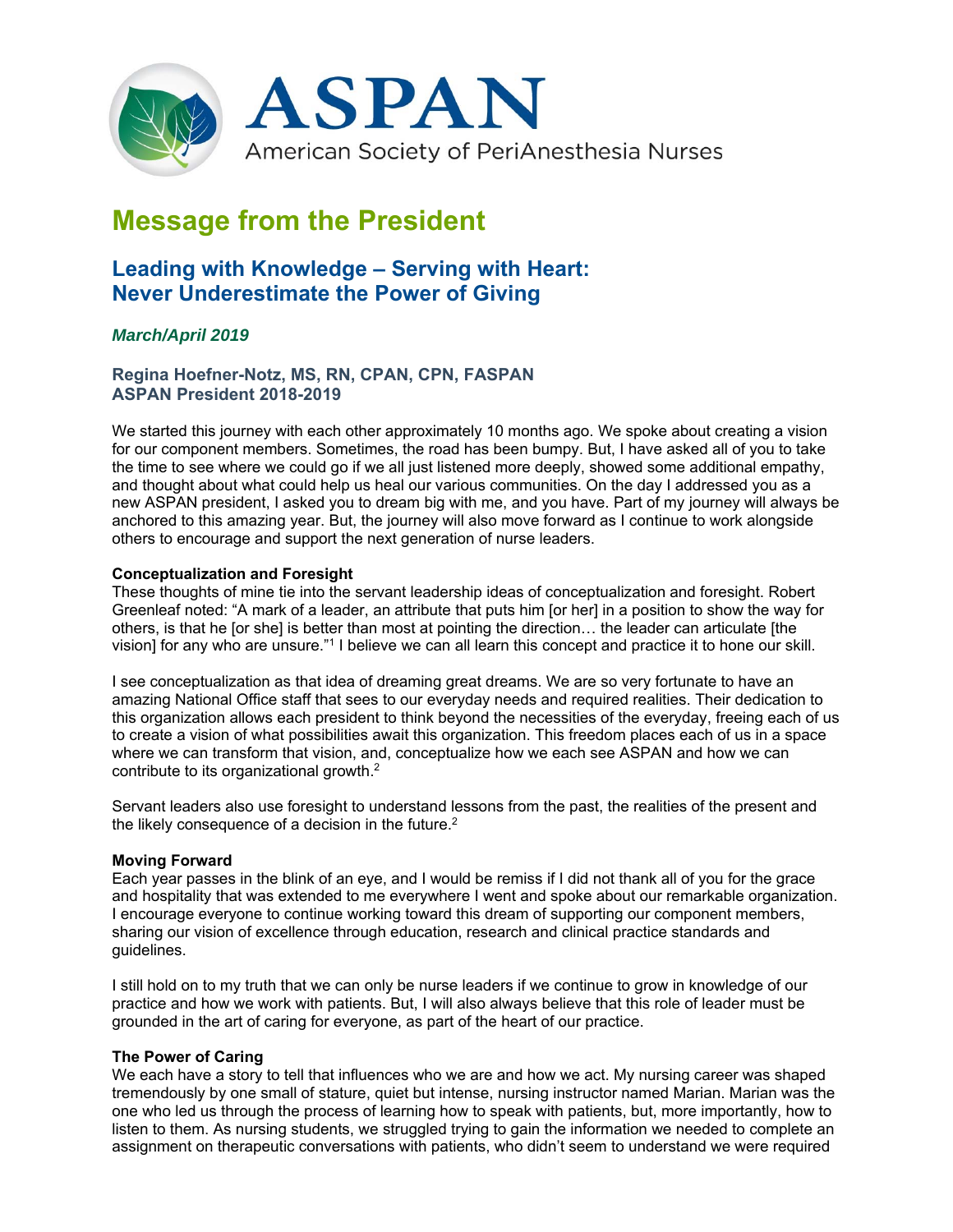# ASPAN

American Society of PeriAnesthesia Nurses

# Message from the President

## Leading with Knowledge – Serving with Heart: Never Underestimate the Power of Giving

*March/April 2019*

**Regina Hoefner-Notz, MS, RN, CPAN, CPN, FASPAN**
**ASPAN President 2018-2019**

We started this journey with each other approximately 10 months ago. We spoke about creating a vision for our component members. Sometimes, the road has been bumpy. But, I have asked all of you to take the time to see where we could go if we all just listened more deeply, showed some additional empathy, and thought about what could help us heal our various communities. On the day I addressed you as a new ASPAN president, I asked you to dream big with me, and you have. Part of my journey will always be anchored to this amazing year. But, the journey will also move forward as I continue to work alongside others to encourage and support the next generation of nurse leaders.

**Conceptualization and Foresight**

These thoughts of mine tie into the servant leadership ideas of conceptualization and foresight. Robert Greenleaf noted: "A mark of a leader, an attribute that puts him [or her] in a position to show the way for others, is that he [or she] is better than most at pointing the direction… the leader can articulate [the vision] for any who are unsure."[1] I believe we can all learn this concept and practice it to hone our skill.

I see conceptualization as that idea of dreaming great dreams. We are so very fortunate to have an amazing National Office staff that sees to our everyday needs and required realities. Their dedication to this organization allows each president to think beyond the necessities of the everyday, freeing each of us to create a vision of what possibilities await this organization. This freedom places each of us in a space where we can transform that vision, and, conceptualize how we each see ASPAN and how we can contribute to its organizational growth.[2]

Servant leaders also use foresight to understand lessons from the past, the realities of the present and the likely consequence of a decision in the future.[2]

**Moving Forward**

Each year passes in the blink of an eye, and I would be remiss if I did not thank all of you for the grace and hospitality that was extended to me everywhere I went and spoke about our remarkable organization. I encourage everyone to continue working toward this dream of supporting our component members, sharing our vision of excellence through education, research and clinical practice standards and guidelines.

I still hold on to my truth that we can only be nurse leaders if we continue to grow in knowledge of our practice and how we work with patients. But, I will also always believe that this role of leader must be grounded in the art of caring for everyone, as part of the heart of our practice.

**The Power of Caring**

We each have a story to tell that influences who we are and how we act. My nursing career was shaped tremendously by one small of stature, quiet but intense, nursing instructor named Marian. Marian was the one who led us through the process of learning how to speak with patients, but, more importantly, how to listen to them. As nursing students, we struggled trying to gain the information we needed to complete an assignment on therapeutic conversations with patients, who didn't seem to understand we were required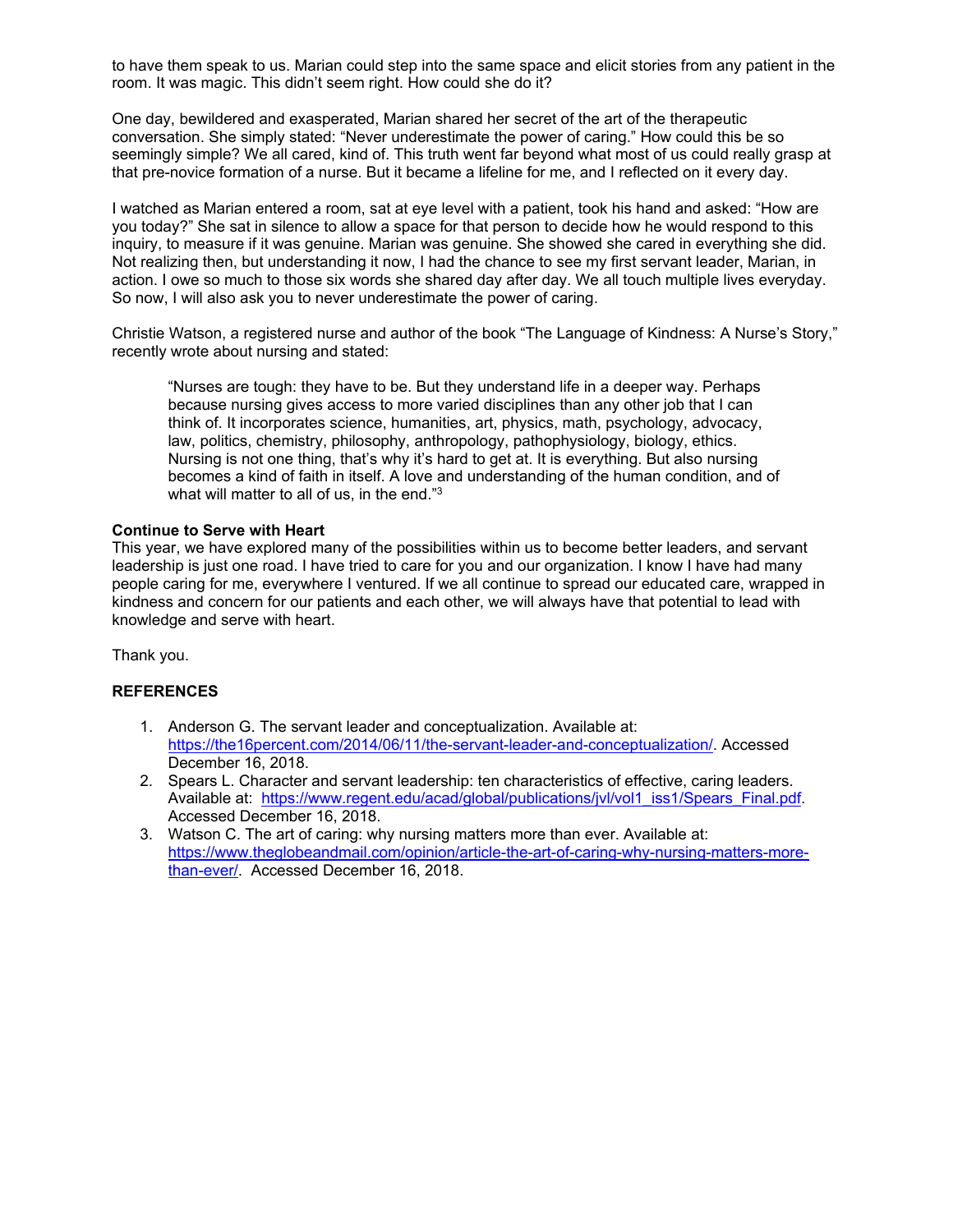to have them speak to us. Marian could step into the same space and elicit stories from any patient in the room. It was magic. This didn't seem right. How could she do it?

One day, bewildered and exasperated, Marian shared her secret of the art of the therapeutic conversation. She simply stated: "Never underestimate the power of caring." How could this be so seemingly simple? We all cared, kind of. This truth went far beyond what most of us could really grasp at that pre-novice formation of a nurse. But it became a lifeline for me, and I reflected on it every day.

I watched as Marian entered a room, sat at eye level with a patient, took his hand and asked: "How are you today?" She sat in silence to allow a space for that person to decide how he would respond to this inquiry, to measure if it was genuine. Marian was genuine. She showed she cared in everything she did. Not realizing then, but understanding it now, I had the chance to see my first servant leader, Marian, in action. I owe so much to those six words she shared day after day. We all touch multiple lives everyday. So now, I will also ask you to never underestimate the power of caring.

Christie Watson, a registered nurse and author of the book "The Language of Kindness: A Nurse's Story," recently wrote about nursing and stated:

> "Nurses are tough: they have to be. But they understand life in a deeper way. Perhaps because nursing gives access to more varied disciplines than any other job that I can think of. It incorporates science, humanities, art, physics, math, psychology, advocacy, law, politics, chemistry, philosophy, anthropology, pathophysiology, biology, ethics. Nursing is not one thing, that's why it's hard to get at. It is everything. But also nursing becomes a kind of faith in itself. A love and understanding of the human condition, and of what will matter to all of us, in the end."[3]

**Continue to Serve with Heart**

This year, we have explored many of the possibilities within us to become better leaders, and servant leadership is just one road. I have tried to care for you and our organization. I know I have had many people caring for me, everywhere I ventured. If we all continue to spread our educated care, wrapped in kindness and concern for our patients and each other, we will always have that potential to lead with knowledge and serve with heart.

Thank you.

**REFERENCES**

1. Anderson G. The servant leader and conceptualization. Available at: https://the16percent.com/2014/06/11/the-servant-leader-and-conceptualization/. Accessed December 16, 2018.
2. Spears L. Character and servant leadership: ten characteristics of effective, caring leaders. Available at: https://www.regent.edu/acad/global/publications/jvl/vol1_iss1/Spears_Final.pdf. Accessed December 16, 2018.
3. Watson C. The art of caring: why nursing matters more than ever. Available at: https://www.theglobeandmail.com/opinion/article-the-art-of-caring-why-nursing-matters-more-than-ever/. Accessed December 16, 2018.